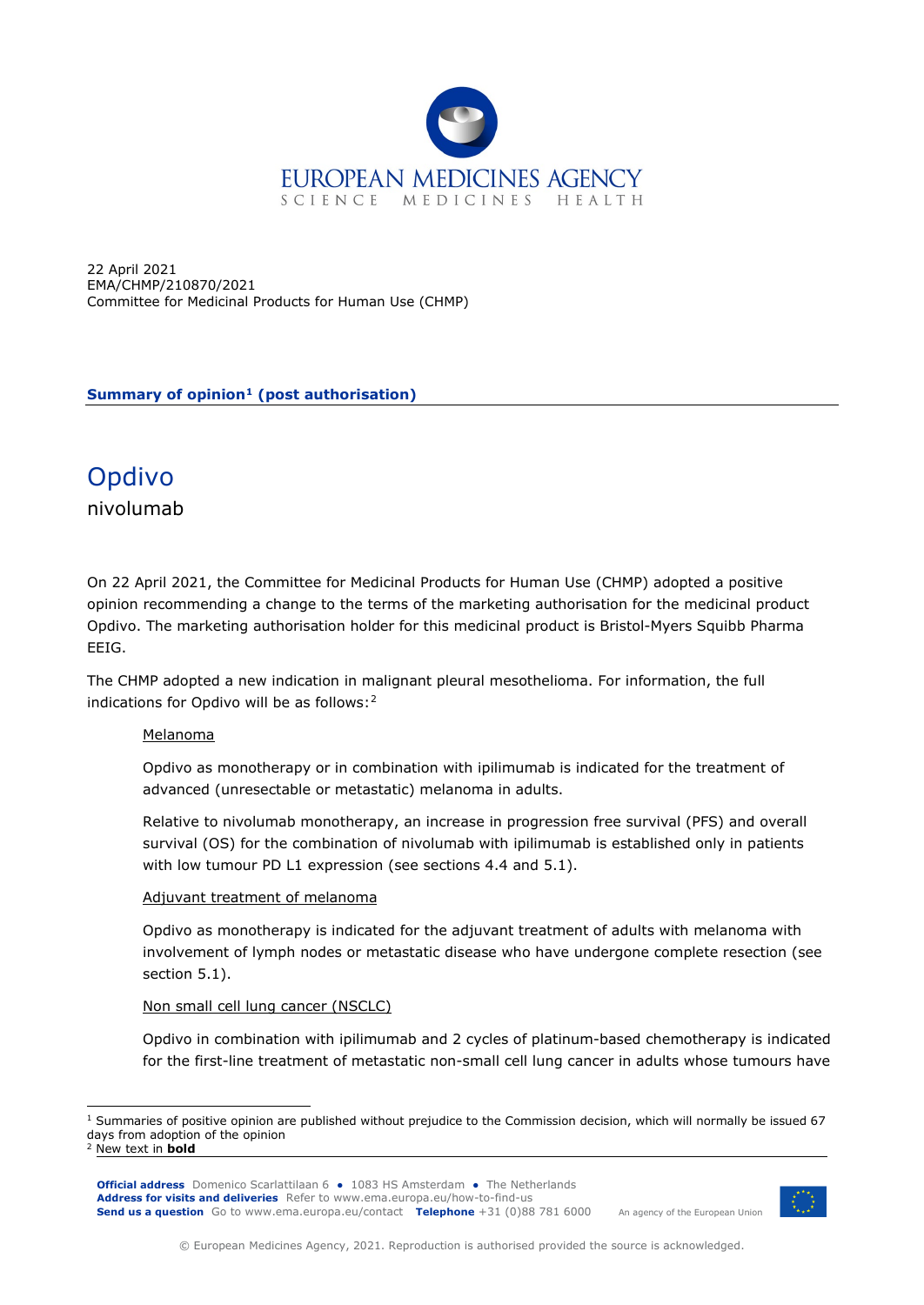EUROPEAN MEDICINES AGENCY
SCIENCE MEDICINES HEALTH

22 April 2021
EMA/CHMP/210870/2021
Committee for Medicinal Products for Human Use (CHMP)

**Summary of opinion[1] (post authorisation)**

# Opdivo

nivolumab

On 22 April 2021, the Committee for Medicinal Products for Human Use (CHMP) adopted a positive opinion recommending a change to the terms of the marketing authorisation for the medicinal product Opdivo. The marketing authorisation holder for this medicinal product is Bristol-Myers Squibb Pharma EEIG.

The CHMP adopted a new indication in malignant pleural mesothelioma. For information, the full indications for Opdivo will be as follows:[2]

<u>Melanoma</u>

Opdivo as monotherapy or in combination with ipilimumab is indicated for the treatment of advanced (unresectable or metastatic) melanoma in adults.

Relative to nivolumab monotherapy, an increase in progression free survival (PFS) and overall survival (OS) for the combination of nivolumab with ipilimumab is established only in patients with low tumour PD L1 expression (see sections 4.4 and 5.1).

<u>Adjuvant treatment of melanoma</u>

Opdivo as monotherapy is indicated for the adjuvant treatment of adults with melanoma with involvement of lymph nodes or metastatic disease who have undergone complete resection (see section 5.1).

<u>Non small cell lung cancer (NSCLC)</u>

Opdivo in combination with ipilimumab and 2 cycles of platinum-based chemotherapy is indicated for the first-line treatment of metastatic non-small cell lung cancer in adults whose tumours have

[1] Summaries of positive opinion are published without prejudice to the Commission decision, which will normally be issued 67 days from adoption of the opinion
[2] New text in **bold**

**Official address** Domenico Scarlattilaan 6 ● 1083 HS Amsterdam ● The Netherlands
**Address for visits and deliveries** Refer to www.ema.europa.eu/how-to-find-us
**Send us a question** Go to www.ema.europa.eu/contact **Telephone** +31 (0)88 781 6000 An agency of the European Union

© European Medicines Agency, 2021. Reproduction is authorised provided the source is acknowledged.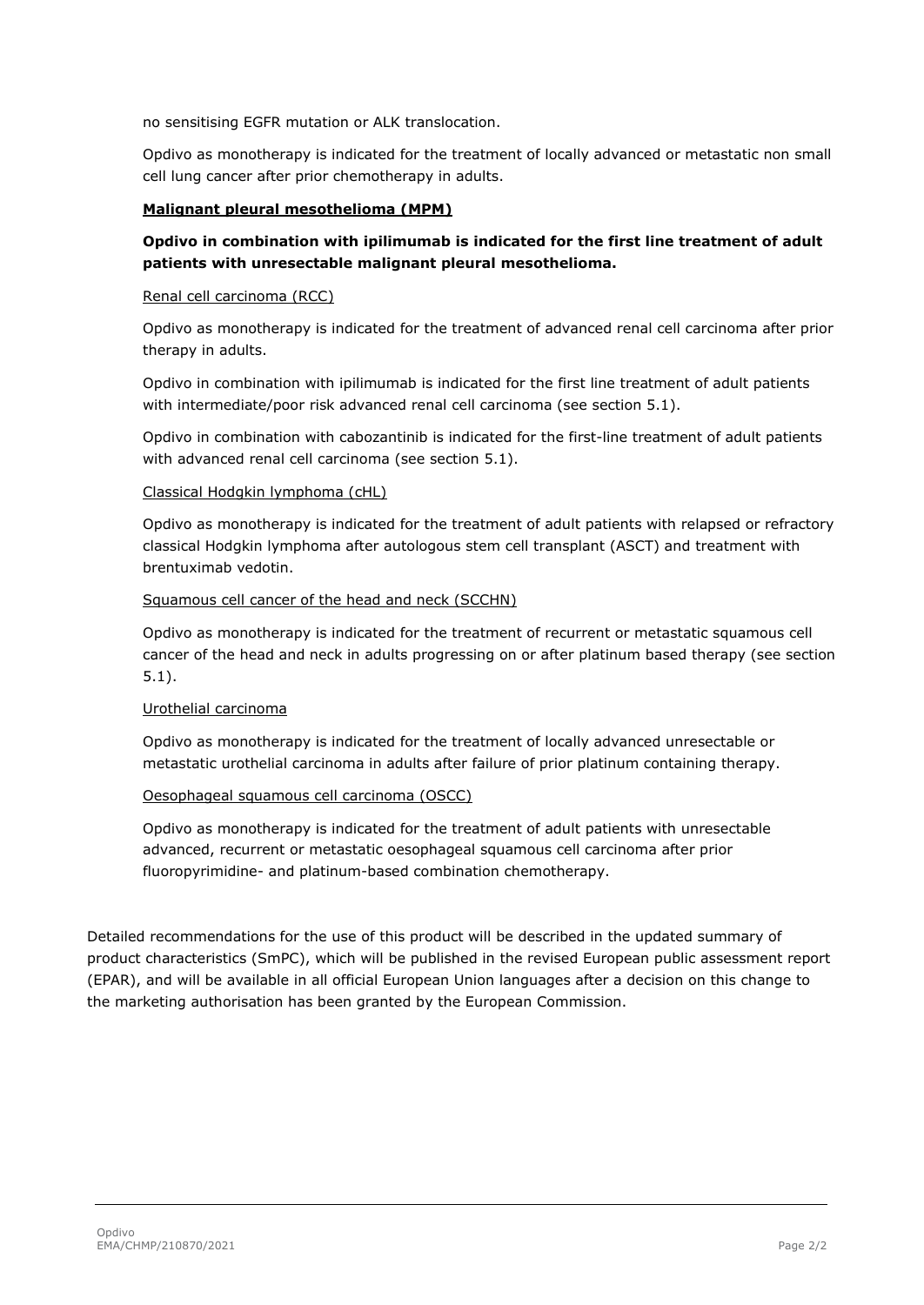no sensitising EGFR mutation or ALK translocation.

Opdivo as monotherapy is indicated for the treatment of locally advanced or metastatic non small cell lung cancer after prior chemotherapy in adults.

**Malignant pleural mesothelioma (MPM)**

**Opdivo in combination with ipilimumab is indicated for the first line treatment of adult patients with unresectable malignant pleural mesothelioma.**

Renal cell carcinoma (RCC)

Opdivo as monotherapy is indicated for the treatment of advanced renal cell carcinoma after prior therapy in adults.

Opdivo in combination with ipilimumab is indicated for the first line treatment of adult patients with intermediate/poor risk advanced renal cell carcinoma (see section 5.1).

Opdivo in combination with cabozantinib is indicated for the first-line treatment of adult patients with advanced renal cell carcinoma (see section 5.1).

Classical Hodgkin lymphoma (cHL)

Opdivo as monotherapy is indicated for the treatment of adult patients with relapsed or refractory classical Hodgkin lymphoma after autologous stem cell transplant (ASCT) and treatment with brentuximab vedotin.

Squamous cell cancer of the head and neck (SCCHN)

Opdivo as monotherapy is indicated for the treatment of recurrent or metastatic squamous cell cancer of the head and neck in adults progressing on or after platinum based therapy (see section 5.1).

Urothelial carcinoma

Opdivo as monotherapy is indicated for the treatment of locally advanced unresectable or metastatic urothelial carcinoma in adults after failure of prior platinum containing therapy.

Oesophageal squamous cell carcinoma (OSCC)

Opdivo as monotherapy is indicated for the treatment of adult patients with unresectable advanced, recurrent or metastatic oesophageal squamous cell carcinoma after prior fluoropyrimidine- and platinum-based combination chemotherapy.

Detailed recommendations for the use of this product will be described in the updated summary of product characteristics (SmPC), which will be published in the revised European public assessment report (EPAR), and will be available in all official European Union languages after a decision on this change to the marketing authorisation has been granted by the European Commission.